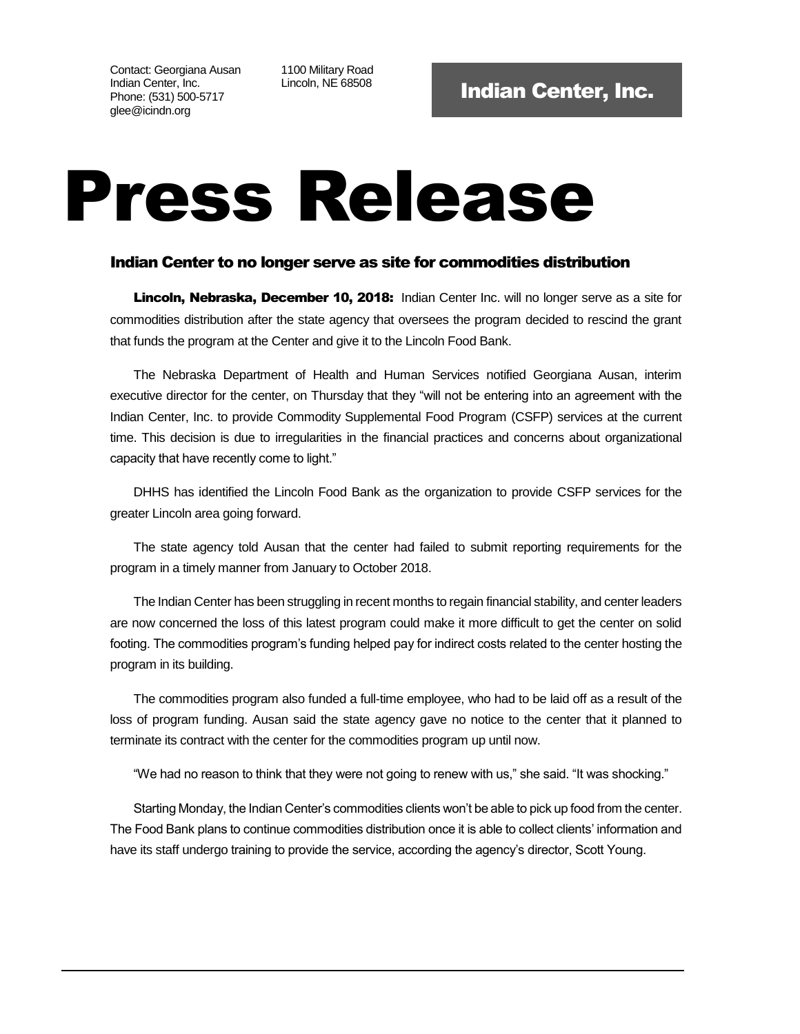Contact: Georgiana Ausan
Indian Center, Inc.
Phone: (531) 500-5717
glee@icindn.org

1100 Military Road
Lincoln, NE 68508

**Indian Center, Inc.**

# Press Release

## Indian Center to no longer serve as site for commodities distribution

**Lincoln, Nebraska, December 10, 2018:** Indian Center Inc. will no longer serve as a site for commodities distribution after the state agency that oversees the program decided to rescind the grant that funds the program at the Center and give it to the Lincoln Food Bank.

The Nebraska Department of Health and Human Services notified Georgiana Ausan, interim executive director for the center, on Thursday that they "will not be entering into an agreement with the Indian Center, Inc. to provide Commodity Supplemental Food Program (CSFP) services at the current time. This decision is due to irregularities in the financial practices and concerns about organizational capacity that have recently come to light."

DHHS has identified the Lincoln Food Bank as the organization to provide CSFP services for the greater Lincoln area going forward.

The state agency told Ausan that the center had failed to submit reporting requirements for the program in a timely manner from January to October 2018.

The Indian Center has been struggling in recent months to regain financial stability, and center leaders are now concerned the loss of this latest program could make it more difficult to get the center on solid footing. The commodities program's funding helped pay for indirect costs related to the center hosting the program in its building.

The commodities program also funded a full-time employee, who had to be laid off as a result of the loss of program funding. Ausan said the state agency gave no notice to the center that it planned to terminate its contract with the center for the commodities program up until now.

"We had no reason to think that they were not going to renew with us," she said. "It was shocking."

Starting Monday, the Indian Center's commodities clients won't be able to pick up food from the center. The Food Bank plans to continue commodities distribution once it is able to collect clients' information and have its staff undergo training to provide the service, according the agency's director, Scott Young.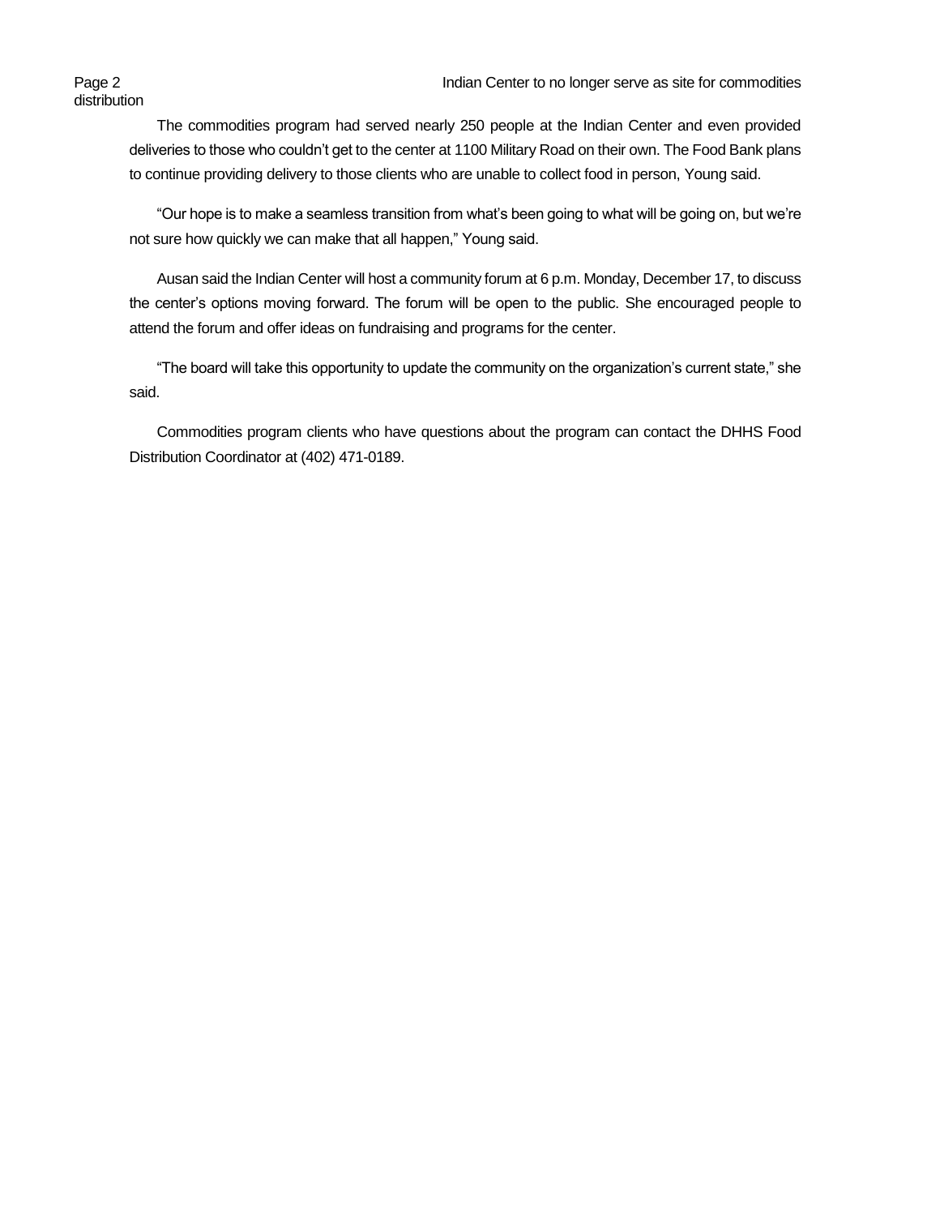The commodities program had served nearly 250 people at the Indian Center and even provided deliveries to those who couldn't get to the center at 1100 Military Road on their own. The Food Bank plans to continue providing delivery to those clients who are unable to collect food in person, Young said.

"Our hope is to make a seamless transition from what's been going to what will be going on, but we're not sure how quickly we can make that all happen," Young said.

Ausan said the Indian Center will host a community forum at 6 p.m. Monday, December 17, to discuss the center's options moving forward. The forum will be open to the public. She encouraged people to attend the forum and offer ideas on fundraising and programs for the center.

"The board will take this opportunity to update the community on the organization's current state," she said.

Commodities program clients who have questions about the program can contact the DHHS Food Distribution Coordinator at (402) 471-0189.